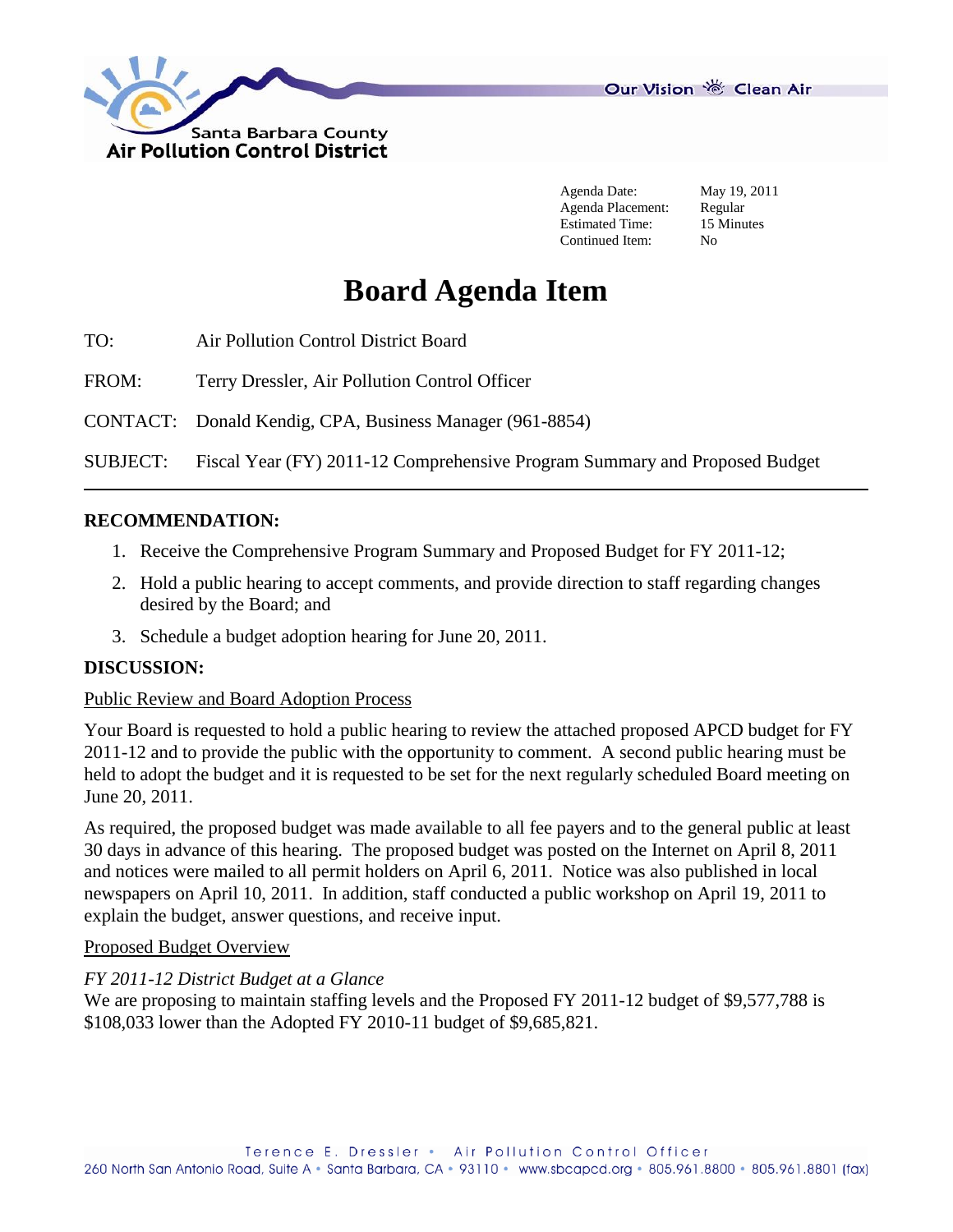Santa Barbara County
Air Pollution Control District

Our Vision Clean Air

| | |
|---|---|
| Agenda Date: | May 19, 2011 |
| Agenda Placement: | Regular |
| Estimated Time: | 15 Minutes |
| Continued Item: | No |

# Board Agenda Item

TO: Air Pollution Control District Board

FROM: Terry Dressler, Air Pollution Control Officer

CONTACT: Donald Kendig, CPA, Business Manager (961-8854)

SUBJECT: Fiscal Year (FY) 2011-12 Comprehensive Program Summary and Proposed Budget

---

**RECOMMENDATION:**

1. Receive the Comprehensive Program Summary and Proposed Budget for FY 2011-12;
2. Hold a public hearing to accept comments, and provide direction to staff regarding changes desired by the Board; and
3. Schedule a budget adoption hearing for June 20, 2011.

**DISCUSSION:**

Public Review and Board Adoption Process

Your Board is requested to hold a public hearing to review the attached proposed APCD budget for FY 2011-12 and to provide the public with the opportunity to comment. A second public hearing must be held to adopt the budget and it is requested to be set for the next regularly scheduled Board meeting on June 20, 2011.

As required, the proposed budget was made available to all fee payers and to the general public at least 30 days in advance of this hearing. The proposed budget was posted on the Internet on April 8, 2011 and notices were mailed to all permit holders on April 6, 2011. Notice was also published in local newspapers on April 10, 2011. In addition, staff conducted a public workshop on April 19, 2011 to explain the budget, answer questions, and receive input.

Proposed Budget Overview

*FY 2011-12 District Budget at a Glance*

We are proposing to maintain staffing levels and the Proposed FY 2011-12 budget of $9,577,788 is $108,033 lower than the Adopted FY 2010-11 budget of $9,685,821.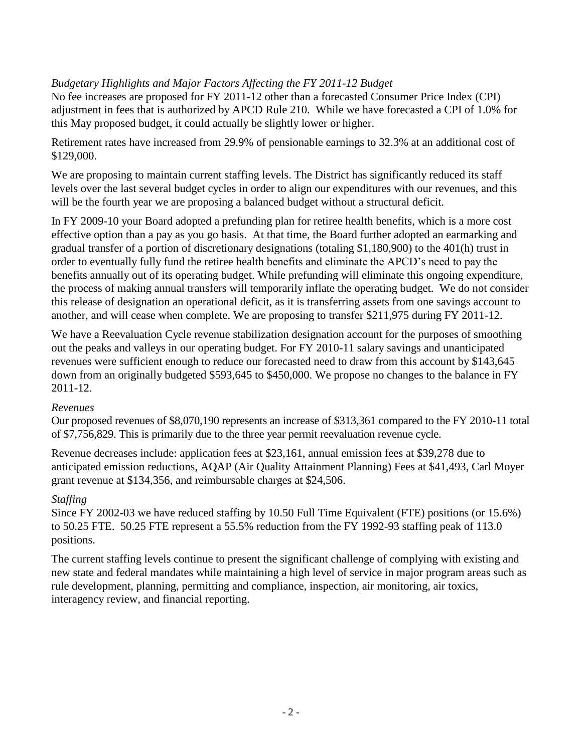*Budgetary Highlights and Major Factors Affecting the FY 2011-12 Budget*

No fee increases are proposed for FY 2011-12 other than a forecasted Consumer Price Index (CPI) adjustment in fees that is authorized by APCD Rule 210. While we have forecasted a CPI of 1.0% for this May proposed budget, it could actually be slightly lower or higher.

Retirement rates have increased from 29.9% of pensionable earnings to 32.3% at an additional cost of $129,000.

We are proposing to maintain current staffing levels. The District has significantly reduced its staff levels over the last several budget cycles in order to align our expenditures with our revenues, and this will be the fourth year we are proposing a balanced budget without a structural deficit.

In FY 2009-10 your Board adopted a prefunding plan for retiree health benefits, which is a more cost effective option than a pay as you go basis. At that time, the Board further adopted an earmarking and gradual transfer of a portion of discretionary designations (totaling $1,180,900) to the 401(h) trust in order to eventually fully fund the retiree health benefits and eliminate the APCD's need to pay the benefits annually out of its operating budget. While prefunding will eliminate this ongoing expenditure, the process of making annual transfers will temporarily inflate the operating budget. We do not consider this release of designation an operational deficit, as it is transferring assets from one savings account to another, and will cease when complete. We are proposing to transfer $211,975 during FY 2011-12.

We have a Reevaluation Cycle revenue stabilization designation account for the purposes of smoothing out the peaks and valleys in our operating budget. For FY 2010-11 salary savings and unanticipated revenues were sufficient enough to reduce our forecasted need to draw from this account by $143,645 down from an originally budgeted $593,645 to $450,000. We propose no changes to the balance in FY 2011-12.

*Revenues*

Our proposed revenues of $8,070,190 represents an increase of $313,361 compared to the FY 2010-11 total of $7,756,829. This is primarily due to the three year permit reevaluation revenue cycle.

Revenue decreases include: application fees at $23,161, annual emission fees at $39,278 due to anticipated emission reductions, AQAP (Air Quality Attainment Planning) Fees at $41,493, Carl Moyer grant revenue at $134,356, and reimbursable charges at $24,506.

*Staffing*

Since FY 2002-03 we have reduced staffing by 10.50 Full Time Equivalent (FTE) positions (or 15.6%) to 50.25 FTE. 50.25 FTE represent a 55.5% reduction from the FY 1992-93 staffing peak of 113.0 positions.

The current staffing levels continue to present the significant challenge of complying with existing and new state and federal mandates while maintaining a high level of service in major program areas such as rule development, planning, permitting and compliance, inspection, air monitoring, air toxics, interagency review, and financial reporting.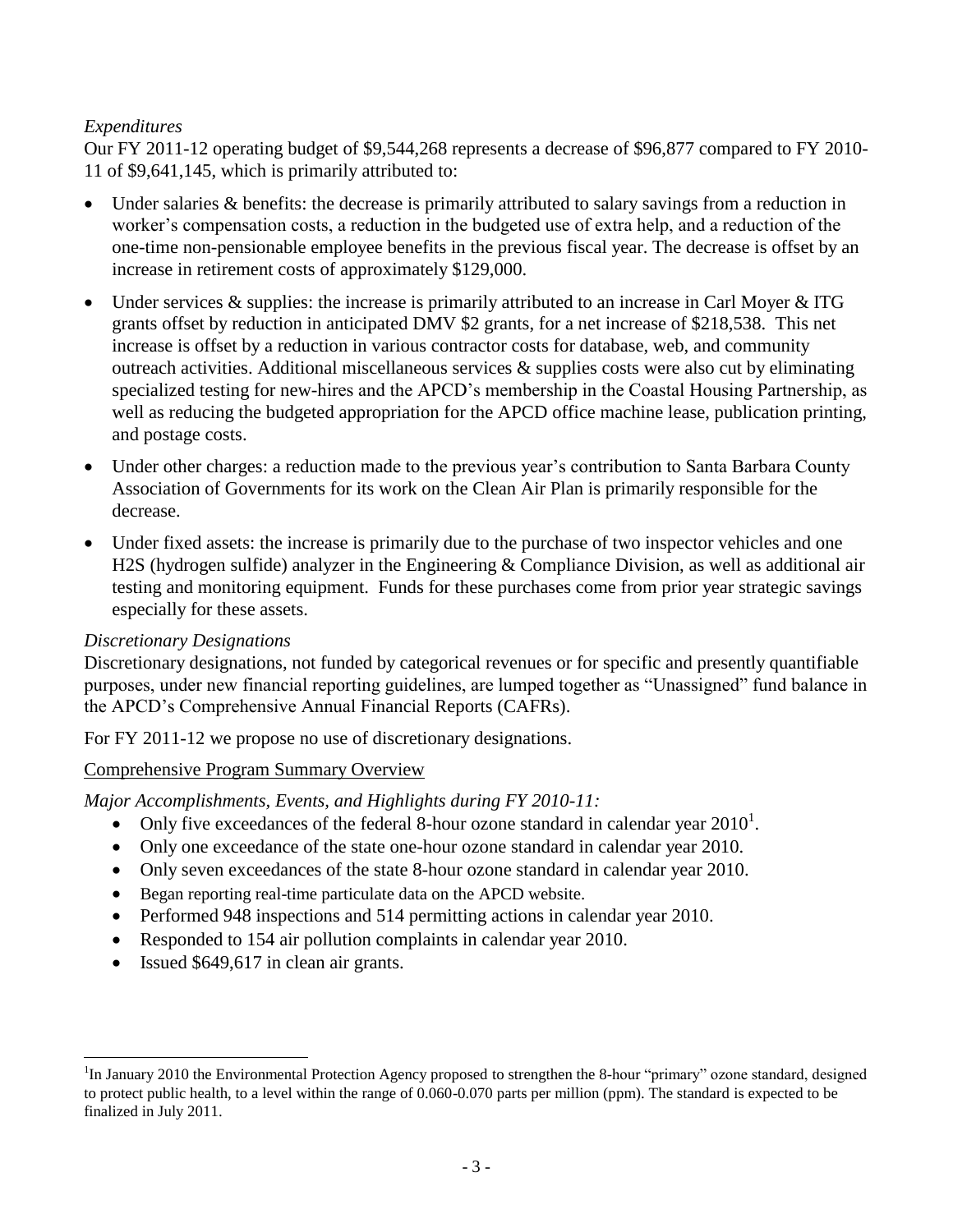*Expenditures*

Our FY 2011-12 operating budget of $9,544,268 represents a decrease of $96,877 compared to FY 2010-11 of $9,641,145, which is primarily attributed to:

- Under salaries & benefits: the decrease is primarily attributed to salary savings from a reduction in worker's compensation costs, a reduction in the budgeted use of extra help, and a reduction of the one-time non-pensionable employee benefits in the previous fiscal year. The decrease is offset by an increase in retirement costs of approximately $129,000.
- Under services & supplies: the increase is primarily attributed to an increase in Carl Moyer & ITG grants offset by reduction in anticipated DMV $2 grants, for a net increase of $218,538. This net increase is offset by a reduction in various contractor costs for database, web, and community outreach activities. Additional miscellaneous services & supplies costs were also cut by eliminating specialized testing for new-hires and the APCD's membership in the Coastal Housing Partnership, as well as reducing the budgeted appropriation for the APCD office machine lease, publication printing, and postage costs.
- Under other charges: a reduction made to the previous year's contribution to Santa Barbara County Association of Governments for its work on the Clean Air Plan is primarily responsible for the decrease.
- Under fixed assets: the increase is primarily due to the purchase of two inspector vehicles and one $H_2S$ (hydrogen sulfide) analyzer in the Engineering & Compliance Division, as well as additional air testing and monitoring equipment. Funds for these purchases come from prior year strategic savings especially for these assets.

*Discretionary Designations*

Discretionary designations, not funded by categorical revenues or for specific and presently quantifiable purposes, under new financial reporting guidelines, are lumped together as "Unassigned" fund balance in the APCD's Comprehensive Annual Financial Reports (CAFRs).

For FY 2011-12 we propose no use of discretionary designations.

Comprehensive Program Summary Overview

*Major Accomplishments, Events, and Highlights during FY 2010-11:*

- Only five exceedances of the federal 8-hour ozone standard in calendar year 2010[1].
- Only one exceedance of the state one-hour ozone standard in calendar year 2010.
- Only seven exceedances of the state 8-hour ozone standard in calendar year 2010.
- Began reporting real-time particulate data on the APCD website.
- Performed 948 inspections and 514 permitting actions in calendar year 2010.
- Responded to 154 air pollution complaints in calendar year 2010.
- Issued $649,617 in clean air grants.

---

[1] In January 2010 the Environmental Protection Agency proposed to strengthen the 8-hour "primary" ozone standard, designed to protect public health, to a level within the range of 0.060-0.070 parts per million (ppm). The standard is expected to be finalized in July 2011.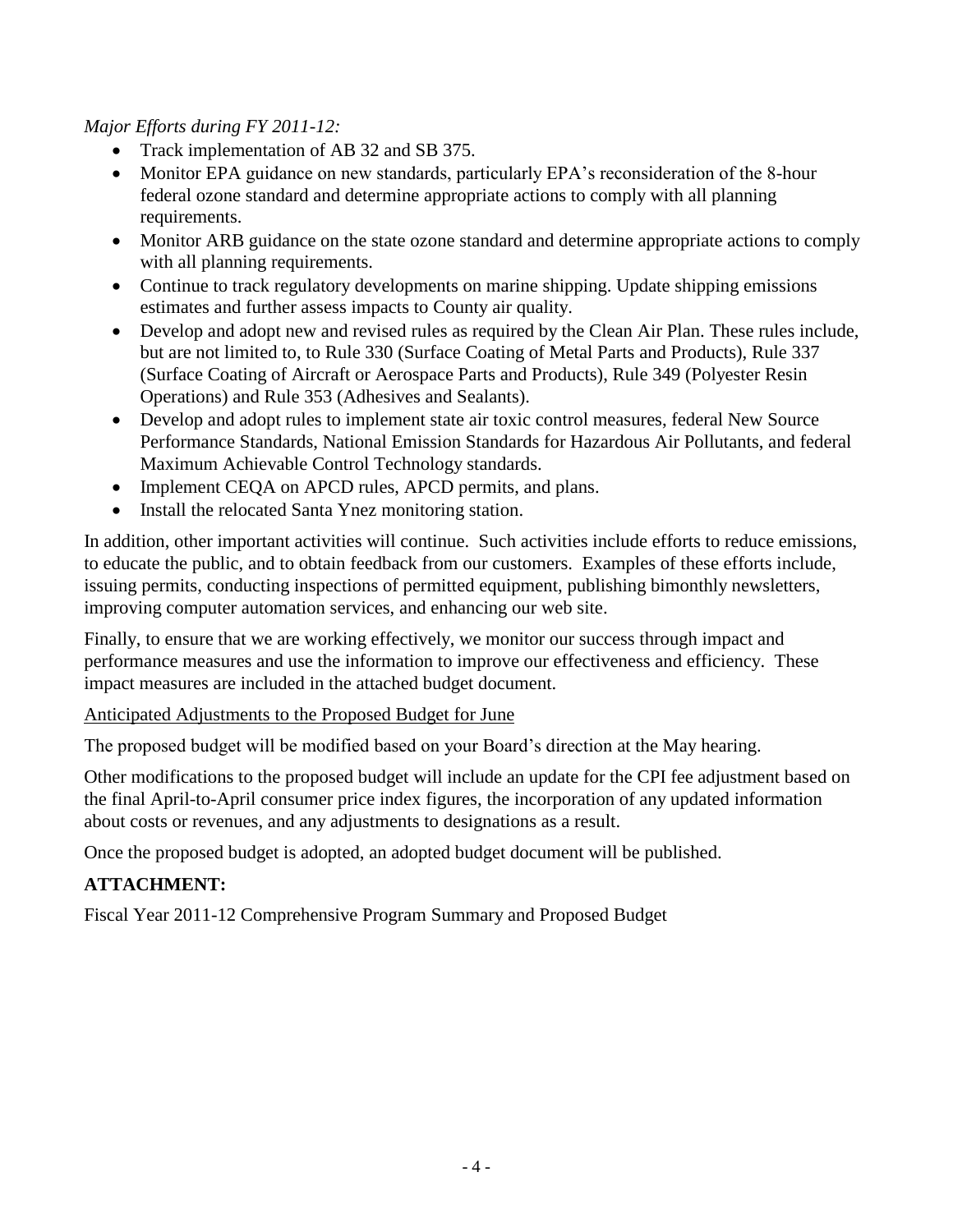*Major Efforts during FY 2011-12:*

- Track implementation of AB 32 and SB 375.
- Monitor EPA guidance on new standards, particularly EPA's reconsideration of the 8-hour federal ozone standard and determine appropriate actions to comply with all planning requirements.
- Monitor ARB guidance on the state ozone standard and determine appropriate actions to comply with all planning requirements.
- Continue to track regulatory developments on marine shipping. Update shipping emissions estimates and further assess impacts to County air quality.
- Develop and adopt new and revised rules as required by the Clean Air Plan. These rules include, but are not limited to, to Rule 330 (Surface Coating of Metal Parts and Products), Rule 337 (Surface Coating of Aircraft or Aerospace Parts and Products), Rule 349 (Polyester Resin Operations) and Rule 353 (Adhesives and Sealants).
- Develop and adopt rules to implement state air toxic control measures, federal New Source Performance Standards, National Emission Standards for Hazardous Air Pollutants, and federal Maximum Achievable Control Technology standards.
- Implement CEQA on APCD rules, APCD permits, and plans.
- Install the relocated Santa Ynez monitoring station.

In addition, other important activities will continue. Such activities include efforts to reduce emissions, to educate the public, and to obtain feedback from our customers. Examples of these efforts include, issuing permits, conducting inspections of permitted equipment, publishing bimonthly newsletters, improving computer automation services, and enhancing our web site.

Finally, to ensure that we are working effectively, we monitor our success through impact and performance measures and use the information to improve our effectiveness and efficiency. These impact measures are included in the attached budget document.

<u>Anticipated Adjustments to the Proposed Budget for June</u>

The proposed budget will be modified based on your Board's direction at the May hearing.

Other modifications to the proposed budget will include an update for the CPI fee adjustment based on the final April-to-April consumer price index figures, the incorporation of any updated information about costs or revenues, and any adjustments to designations as a result.

Once the proposed budget is adopted, an adopted budget document will be published.

**ATTACHMENT:**

Fiscal Year 2011-12 Comprehensive Program Summary and Proposed Budget